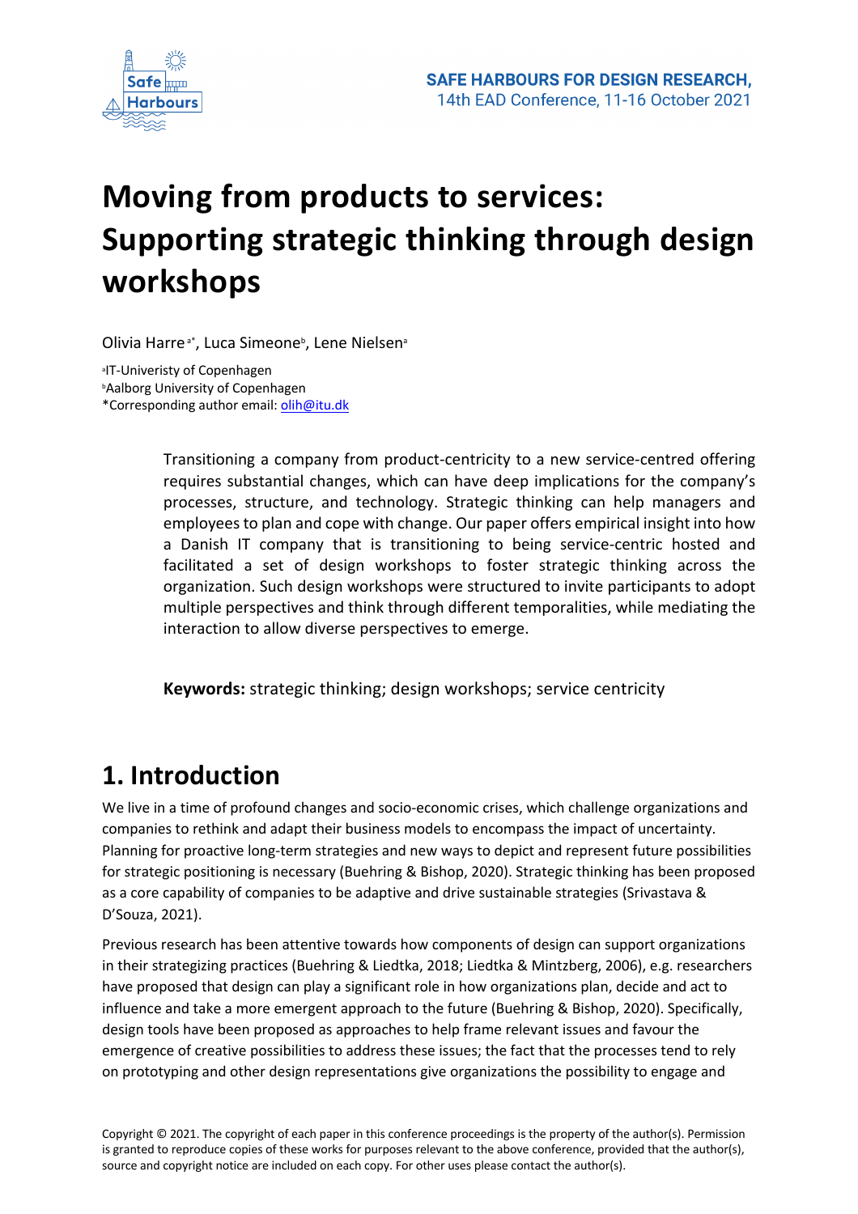# Moving from products to services: Supporting strategic thinking through design workshops

Olivia Harre [a*], Luca Simeone [b], Lene Nielsen [a]

[a]IT-Univeristy of Copenhagen
[b]Aalborg University of Copenhagen
*Corresponding author email: olih@itu.dk

Transitioning a company from product-centricity to a new service-centred offering requires substantial changes, which can have deep implications for the company's processes, structure, and technology. Strategic thinking can help managers and employees to plan and cope with change. Our paper offers empirical insight into how a Danish IT company that is transitioning to being service-centric hosted and facilitated a set of design workshops to foster strategic thinking across the organization. Such design workshops were structured to invite participants to adopt multiple perspectives and think through different temporalities, while mediating the interaction to allow diverse perspectives to emerge.

**Keywords:** strategic thinking; design workshops; service centricity

## 1. Introduction

We live in a time of profound changes and socio-economic crises, which challenge organizations and companies to rethink and adapt their business models to encompass the impact of uncertainty. Planning for proactive long-term strategies and new ways to depict and represent future possibilities for strategic positioning is necessary (Buehring & Bishop, 2020). Strategic thinking has been proposed as a core capability of companies to be adaptive and drive sustainable strategies (Srivastava & D'Souza, 2021).

Previous research has been attentive towards how components of design can support organizations in their strategizing practices (Buehring & Liedtka, 2018; Liedtka & Mintzberg, 2006), e.g. researchers have proposed that design can play a significant role in how organizations plan, decide and act to influence and take a more emergent approach to the future (Buehring & Bishop, 2020). Specifically, design tools have been proposed as approaches to help frame relevant issues and favour the emergence of creative possibilities to address these issues; the fact that the processes tend to rely on prototyping and other design representations give organizations the possibility to engage and

Copyright © 2021. The copyright of each paper in this conference proceedings is the property of the author(s). Permission is granted to reproduce copies of these works for purposes relevant to the above conference, provided that the author(s), source and copyright notice are included on each copy. For other uses please contact the author(s).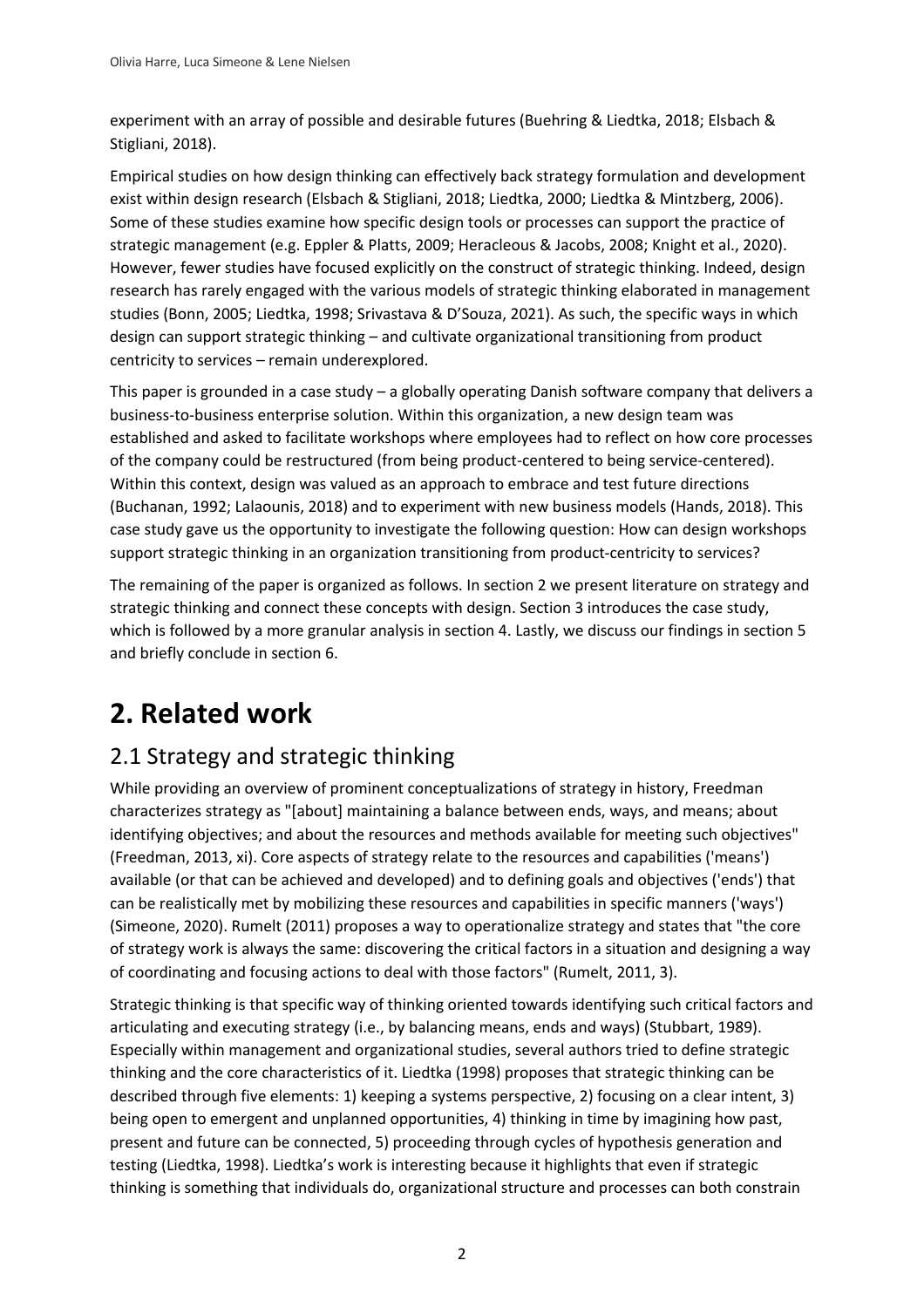experiment with an array of possible and desirable futures (Buehring & Liedtka, 2018; Elsbach & Stigliani, 2018).

Empirical studies on how design thinking can effectively back strategy formulation and development exist within design research (Elsbach & Stigliani, 2018; Liedtka, 2000; Liedtka & Mintzberg, 2006). Some of these studies examine how specific design tools or processes can support the practice of strategic management (e.g. Eppler & Platts, 2009; Heracleous & Jacobs, 2008; Knight et al., 2020). However, fewer studies have focused explicitly on the construct of strategic thinking. Indeed, design research has rarely engaged with the various models of strategic thinking elaborated in management studies (Bonn, 2005; Liedtka, 1998; Srivastava & D'Souza, 2021). As such, the specific ways in which design can support strategic thinking – and cultivate organizational transitioning from product centricity to services – remain underexplored.

This paper is grounded in a case study – a globally operating Danish software company that delivers a business-to-business enterprise solution. Within this organization, a new design team was established and asked to facilitate workshops where employees had to reflect on how core processes of the company could be restructured (from being product-centered to being service-centered). Within this context, design was valued as an approach to embrace and test future directions (Buchanan, 1992; Lalaounis, 2018) and to experiment with new business models (Hands, 2018). This case study gave us the opportunity to investigate the following question: How can design workshops support strategic thinking in an organization transitioning from product-centricity to services?

The remaining of the paper is organized as follows. In section 2 we present literature on strategy and strategic thinking and connect these concepts with design. Section 3 introduces the case study, which is followed by a more granular analysis in section 4. Lastly, we discuss our findings in section 5 and briefly conclude in section 6.

# 2. Related work

## 2.1 Strategy and strategic thinking

While providing an overview of prominent conceptualizations of strategy in history, Freedman characterizes strategy as "[about] maintaining a balance between ends, ways, and means; about identifying objectives; and about the resources and methods available for meeting such objectives" (Freedman, 2013, xi). Core aspects of strategy relate to the resources and capabilities ('means') available (or that can be achieved and developed) and to defining goals and objectives ('ends') that can be realistically met by mobilizing these resources and capabilities in specific manners ('ways') (Simeone, 2020). Rumelt (2011) proposes a way to operationalize strategy and states that "the core of strategy work is always the same: discovering the critical factors in a situation and designing a way of coordinating and focusing actions to deal with those factors" (Rumelt, 2011, 3).

Strategic thinking is that specific way of thinking oriented towards identifying such critical factors and articulating and executing strategy (i.e., by balancing means, ends and ways) (Stubbart, 1989). Especially within management and organizational studies, several authors tried to define strategic thinking and the core characteristics of it. Liedtka (1998) proposes that strategic thinking can be described through five elements: 1) keeping a systems perspective, 2) focusing on a clear intent, 3) being open to emergent and unplanned opportunities, 4) thinking in time by imagining how past, present and future can be connected, 5) proceeding through cycles of hypothesis generation and testing (Liedtka, 1998). Liedtka's work is interesting because it highlights that even if strategic thinking is something that individuals do, organizational structure and processes can both constrain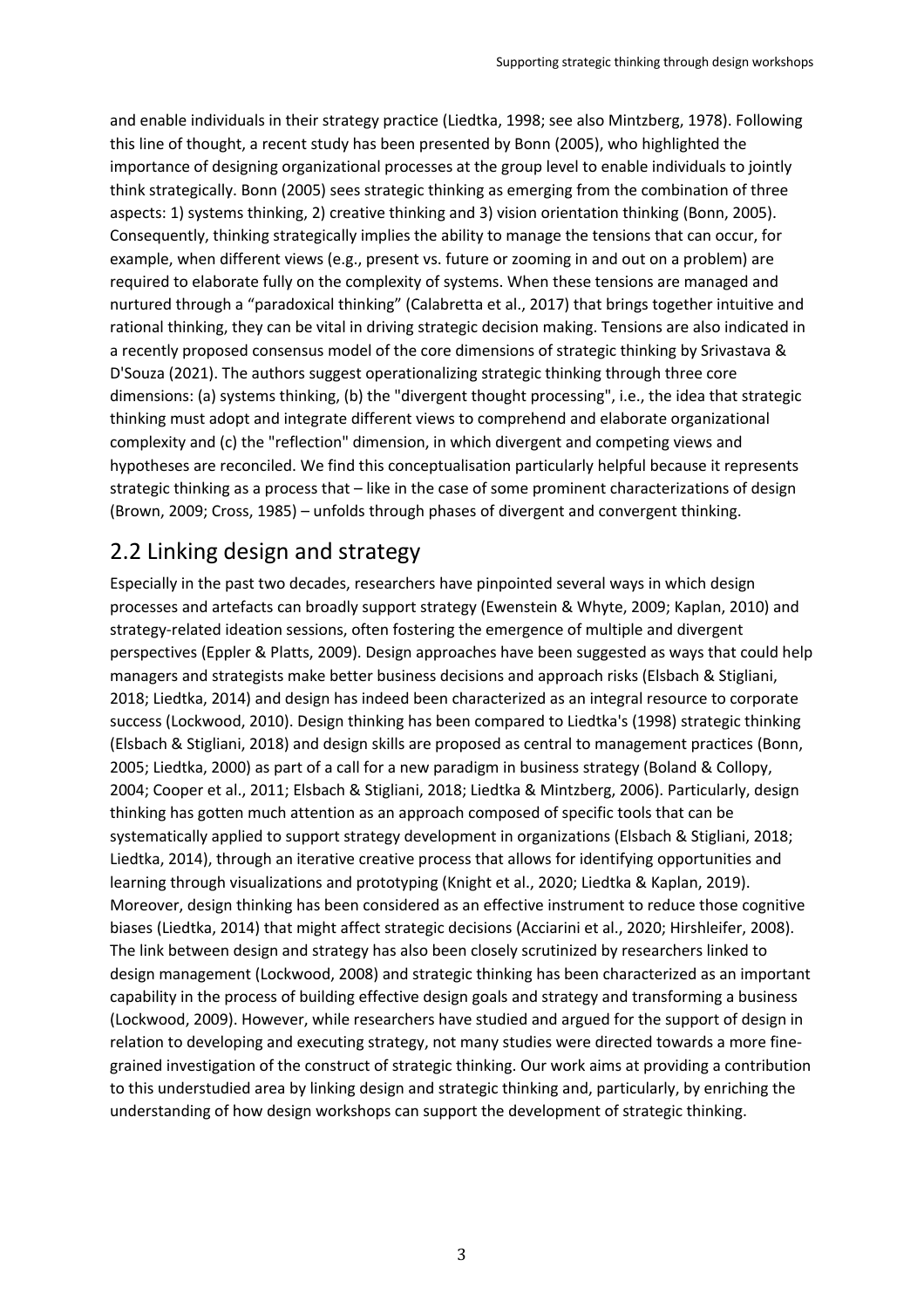and enable individuals in their strategy practice (Liedtka, 1998; see also Mintzberg, 1978). Following this line of thought, a recent study has been presented by Bonn (2005), who highlighted the importance of designing organizational processes at the group level to enable individuals to jointly think strategically. Bonn (2005) sees strategic thinking as emerging from the combination of three aspects: 1) systems thinking, 2) creative thinking and 3) vision orientation thinking (Bonn, 2005). Consequently, thinking strategically implies the ability to manage the tensions that can occur, for example, when different views (e.g., present vs. future or zooming in and out on a problem) are required to elaborate fully on the complexity of systems. When these tensions are managed and nurtured through a "paradoxical thinking" (Calabretta et al., 2017) that brings together intuitive and rational thinking, they can be vital in driving strategic decision making. Tensions are also indicated in a recently proposed consensus model of the core dimensions of strategic thinking by Srivastava & D'Souza (2021). The authors suggest operationalizing strategic thinking through three core dimensions: (a) systems thinking, (b) the "divergent thought processing", i.e., the idea that strategic thinking must adopt and integrate different views to comprehend and elaborate organizational complexity and (c) the "reflection" dimension, in which divergent and competing views and hypotheses are reconciled. We find this conceptualisation particularly helpful because it represents strategic thinking as a process that – like in the case of some prominent characterizations of design (Brown, 2009; Cross, 1985) – unfolds through phases of divergent and convergent thinking.

## 2.2 Linking design and strategy

Especially in the past two decades, researchers have pinpointed several ways in which design processes and artefacts can broadly support strategy (Ewenstein & Whyte, 2009; Kaplan, 2010) and strategy-related ideation sessions, often fostering the emergence of multiple and divergent perspectives (Eppler & Platts, 2009). Design approaches have been suggested as ways that could help managers and strategists make better business decisions and approach risks (Elsbach & Stigliani, 2018; Liedtka, 2014) and design has indeed been characterized as an integral resource to corporate success (Lockwood, 2010). Design thinking has been compared to Liedtka's (1998) strategic thinking (Elsbach & Stigliani, 2018) and design skills are proposed as central to management practices (Bonn, 2005; Liedtka, 2000) as part of a call for a new paradigm in business strategy (Boland & Collopy, 2004; Cooper et al., 2011; Elsbach & Stigliani, 2018; Liedtka & Mintzberg, 2006). Particularly, design thinking has gotten much attention as an approach composed of specific tools that can be systematically applied to support strategy development in organizations (Elsbach & Stigliani, 2018; Liedtka, 2014), through an iterative creative process that allows for identifying opportunities and learning through visualizations and prototyping (Knight et al., 2020; Liedtka & Kaplan, 2019). Moreover, design thinking has been considered as an effective instrument to reduce those cognitive biases (Liedtka, 2014) that might affect strategic decisions (Acciarini et al., 2020; Hirshleifer, 2008). The link between design and strategy has also been closely scrutinized by researchers linked to design management (Lockwood, 2008) and strategic thinking has been characterized as an important capability in the process of building effective design goals and strategy and transforming a business (Lockwood, 2009). However, while researchers have studied and argued for the support of design in relation to developing and executing strategy, not many studies were directed towards a more fine-grained investigation of the construct of strategic thinking. Our work aims at providing a contribution to this understudied area by linking design and strategic thinking and, particularly, by enriching the understanding of how design workshops can support the development of strategic thinking.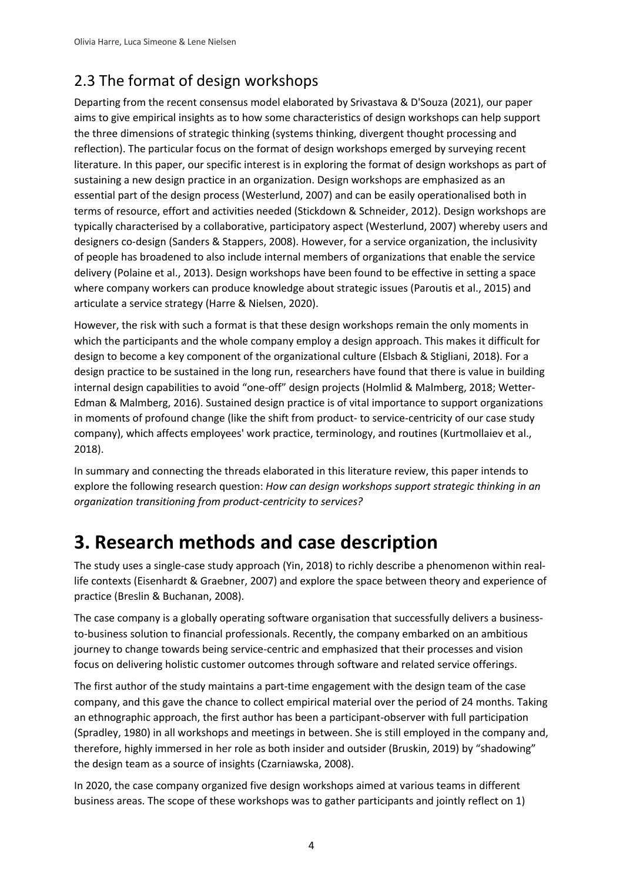## 2.3 The format of design workshops

Departing from the recent consensus model elaborated by Srivastava & D'Souza (2021), our paper aims to give empirical insights as to how some characteristics of design workshops can help support the three dimensions of strategic thinking (systems thinking, divergent thought processing and reflection). The particular focus on the format of design workshops emerged by surveying recent literature. In this paper, our specific interest is in exploring the format of design workshops as part of sustaining a new design practice in an organization. Design workshops are emphasized as an essential part of the design process (Westerlund, 2007) and can be easily operationalised both in terms of resource, effort and activities needed (Stickdown & Schneider, 2012). Design workshops are typically characterised by a collaborative, participatory aspect (Westerlund, 2007) whereby users and designers co-design (Sanders & Stappers, 2008). However, for a service organization, the inclusivity of people has broadened to also include internal members of organizations that enable the service delivery (Polaine et al., 2013). Design workshops have been found to be effective in setting a space where company workers can produce knowledge about strategic issues (Paroutis et al., 2015) and articulate a service strategy (Harre & Nielsen, 2020).

However, the risk with such a format is that these design workshops remain the only moments in which the participants and the whole company employ a design approach. This makes it difficult for design to become a key component of the organizational culture (Elsbach & Stigliani, 2018). For a design practice to be sustained in the long run, researchers have found that there is value in building internal design capabilities to avoid "one-off" design projects (Holmlid & Malmberg, 2018; Wetter-Edman & Malmberg, 2016). Sustained design practice is of vital importance to support organizations in moments of profound change (like the shift from product- to service-centricity of our case study company), which affects employees' work practice, terminology, and routines (Kurtmollaiev et al., 2018).

In summary and connecting the threads elaborated in this literature review, this paper intends to explore the following research question: *How can design workshops support strategic thinking in an organization transitioning from product-centricity to services?*

# 3. Research methods and case description

The study uses a single-case study approach (Yin, 2018) to richly describe a phenomenon within real-life contexts (Eisenhardt & Graebner, 2007) and explore the space between theory and experience of practice (Breslin & Buchanan, 2008).

The case company is a globally operating software organisation that successfully delivers a business-to-business solution to financial professionals. Recently, the company embarked on an ambitious journey to change towards being service-centric and emphasized that their processes and vision focus on delivering holistic customer outcomes through software and related service offerings.

The first author of the study maintains a part-time engagement with the design team of the case company, and this gave the chance to collect empirical material over the period of 24 months. Taking an ethnographic approach, the first author has been a participant-observer with full participation (Spradley, 1980) in all workshops and meetings in between. She is still employed in the company and, therefore, highly immersed in her role as both insider and outsider (Bruskin, 2019) by "shadowing" the design team as a source of insights (Czarniawska, 2008).

In 2020, the case company organized five design workshops aimed at various teams in different business areas. The scope of these workshops was to gather participants and jointly reflect on 1)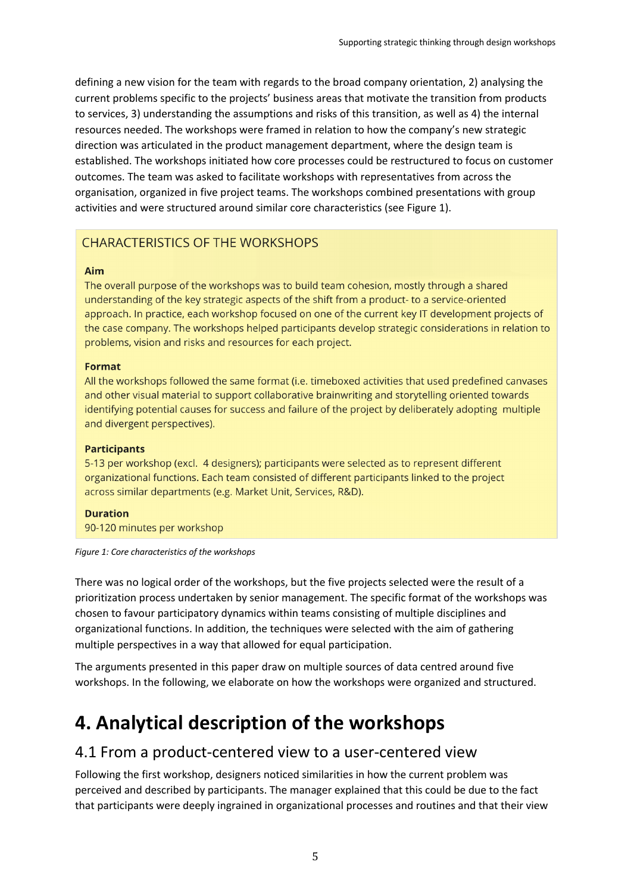defining a new vision for the team with regards to the broad company orientation, 2) analysing the current problems specific to the projects' business areas that motivate the transition from products to services, 3) understanding the assumptions and risks of this transition, as well as 4) the internal resources needed. The workshops were framed in relation to how the company's new strategic direction was articulated in the product management department, where the design team is established. The workshops initiated how core processes could be restructured to focus on customer outcomes. The team was asked to facilitate workshops with representatives from across the organisation, organized in five project teams. The workshops combined presentations with group activities and were structured around similar core characteristics (see Figure 1).

CHARACTERISTICS OF THE WORKSHOPS

**Aim**

The overall purpose of the workshops was to build team cohesion, mostly through a shared understanding of the key strategic aspects of the shift from a product- to a service-oriented approach. In practice, each workshop focused on one of the current key IT development projects of the case company. The workshops helped participants develop strategic considerations in relation to problems, vision and risks and resources for each project.

**Format**

All the workshops followed the same format (i.e. timeboxed activities that used predefined canvases and other visual material to support collaborative brainwriting and storytelling oriented towards identifying potential causes for success and failure of the project by deliberately adopting multiple and divergent perspectives).

**Participants**

5-13 per workshop (excl. 4 designers); participants were selected as to represent different organizational functions. Each team consisted of different participants linked to the project across similar departments (e.g. Market Unit, Services, R&D).

**Duration**

90-120 minutes per workshop

*Figure 1: Core characteristics of the workshops*

There was no logical order of the workshops, but the five projects selected were the result of a prioritization process undertaken by senior management. The specific format of the workshops was chosen to favour participatory dynamics within teams consisting of multiple disciplines and organizational functions. In addition, the techniques were selected with the aim of gathering multiple perspectives in a way that allowed for equal participation.

The arguments presented in this paper draw on multiple sources of data centred around five workshops. In the following, we elaborate on how the workshops were organized and structured.

# 4. Analytical description of the workshops

## 4.1 From a product-centered view to a user-centered view

Following the first workshop, designers noticed similarities in how the current problem was perceived and described by participants. The manager explained that this could be due to the fact that participants were deeply ingrained in organizational processes and routines and that their view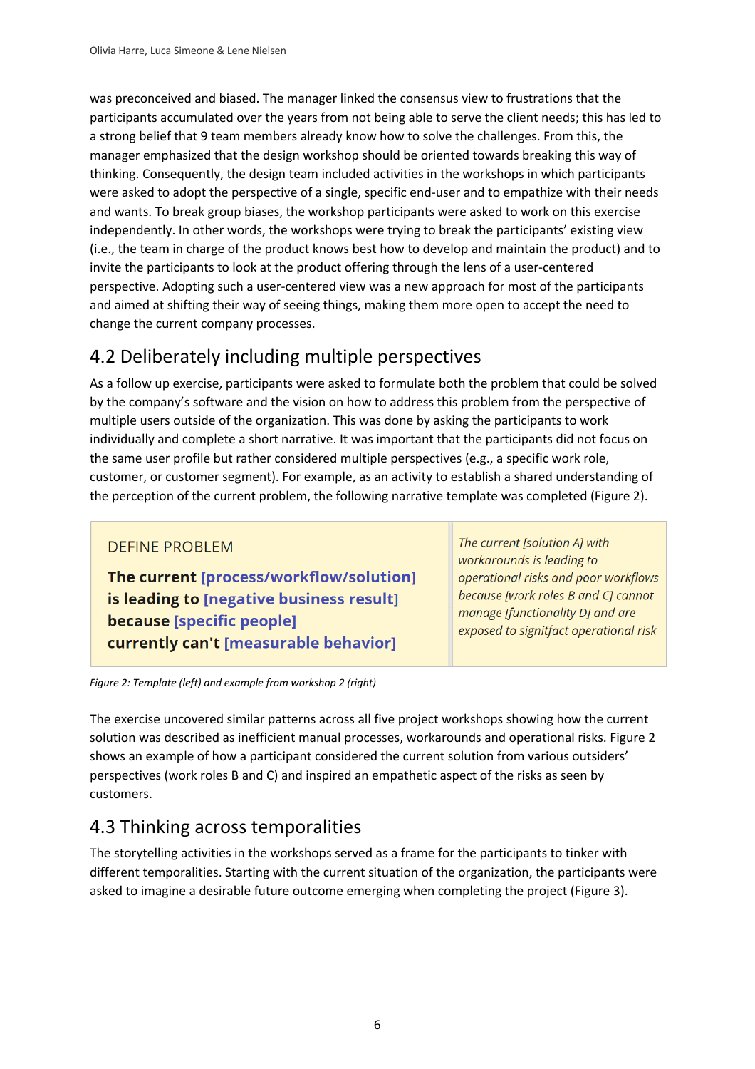was preconceived and biased. The manager linked the consensus view to frustrations that the participants accumulated over the years from not being able to serve the client needs; this has led to a strong belief that 9 team members already know how to solve the challenges. From this, the manager emphasized that the design workshop should be oriented towards breaking this way of thinking. Consequently, the design team included activities in the workshops in which participants were asked to adopt the perspective of a single, specific end-user and to empathize with their needs and wants. To break group biases, the workshop participants were asked to work on this exercise independently. In other words, the workshops were trying to break the participants' existing view (i.e., the team in charge of the product knows best how to develop and maintain the product) and to invite the participants to look at the product offering through the lens of a user-centered perspective. Adopting such a user-centered view was a new approach for most of the participants and aimed at shifting their way of seeing things, making them more open to accept the need to change the current company processes.

## 4.2 Deliberately including multiple perspectives

As a follow up exercise, participants were asked to formulate both the problem that could be solved by the company's software and the vision on how to address this problem from the perspective of multiple users outside of the organization. This was done by asking the participants to work individually and complete a short narrative. It was important that the participants did not focus on the same user profile but rather considered multiple perspectives (e.g., a specific work role, customer, or customer segment). For example, as an activity to establish a shared understanding of the perception of the current problem, the following narrative template was completed (Figure 2).

| DEFINE PROBLEM<br><br>**The current [process/workflow/solution] is leading to [negative business result] because [specific people] currently can't [measurable behavior]** | *The current [solution A] with workarounds is leading to operational risks and poor workflows because [work roles B and C] cannot manage [functionality D] and are exposed to signitfact operational risk* |
|---|---|

*Figure 2: Template (left) and example from workshop 2 (right)*

The exercise uncovered similar patterns across all five project workshops showing how the current solution was described as inefficient manual processes, workarounds and operational risks. Figure 2 shows an example of how a participant considered the current solution from various outsiders' perspectives (work roles B and C) and inspired an empathetic aspect of the risks as seen by customers.

## 4.3 Thinking across temporalities

The storytelling activities in the workshops served as a frame for the participants to tinker with different temporalities. Starting with the current situation of the organization, the participants were asked to imagine a desirable future outcome emerging when completing the project (Figure 3).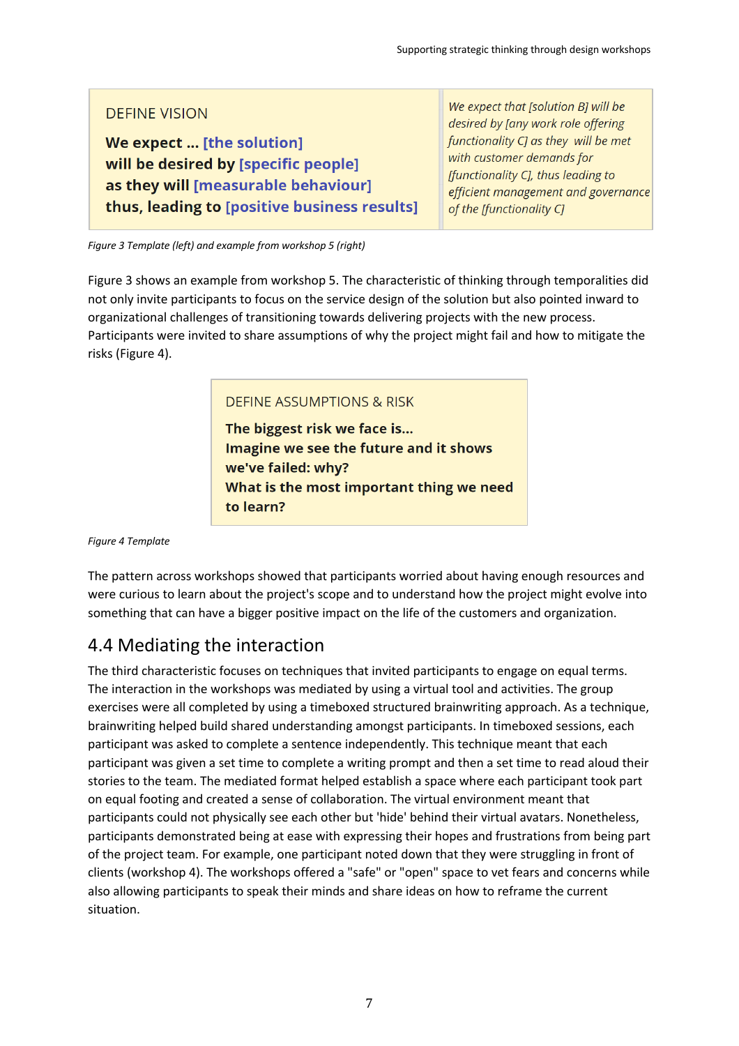| DEFINE VISION<br><br>**We expect ... [the solution]**<br>**will be desired by [specific people]**<br>**as they will [measurable behaviour]**<br>**thus, leading to [positive business results]** | *We expect that [solution B] will be desired by [any work role offering functionality C] as they will be met with customer demands for [functionality C], thus leading to efficient management and governance of the [functionality C]* |
|---|---|

*Figure 3 Template (left) and example from workshop 5 (right)*

Figure 3 shows an example from workshop 5. The characteristic of thinking through temporalities did not only invite participants to focus on the service design of the solution but also pointed inward to organizational challenges of transitioning towards delivering projects with the new process. Participants were invited to share assumptions of why the project might fail and how to mitigate the risks (Figure 4).

> DEFINE ASSUMPTIONS & RISK
>
> **The biggest risk we face is...**
> **Imagine we see the future and it shows we've failed: why?**
> **What is the most important thing we need to learn?**

*Figure 4 Template*

The pattern across workshops showed that participants worried about having enough resources and were curious to learn about the project's scope and to understand how the project might evolve into something that can have a bigger positive impact on the life of the customers and organization.

## 4.4 Mediating the interaction

The third characteristic focuses on techniques that invited participants to engage on equal terms. The interaction in the workshops was mediated by using a virtual tool and activities. The group exercises were all completed by using a timeboxed structured brainwriting approach. As a technique, brainwriting helped build shared understanding amongst participants. In timeboxed sessions, each participant was asked to complete a sentence independently. This technique meant that each participant was given a set time to complete a writing prompt and then a set time to read aloud their stories to the team. The mediated format helped establish a space where each participant took part on equal footing and created a sense of collaboration. The virtual environment meant that participants could not physically see each other but 'hide' behind their virtual avatars. Nonetheless, participants demonstrated being at ease with expressing their hopes and frustrations from being part of the project team. For example, one participant noted down that they were struggling in front of clients (workshop 4). The workshops offered a "safe" or "open" space to vet fears and concerns while also allowing participants to speak their minds and share ideas on how to reframe the current situation.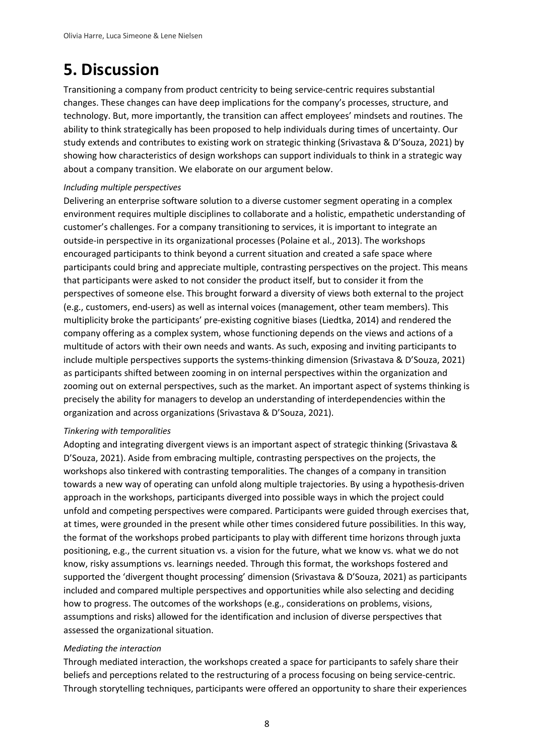# 5. Discussion

Transitioning a company from product centricity to being service-centric requires substantial changes. These changes can have deep implications for the company's processes, structure, and technology. But, more importantly, the transition can affect employees' mindsets and routines. The ability to think strategically has been proposed to help individuals during times of uncertainty. Our study extends and contributes to existing work on strategic thinking (Srivastava & D'Souza, 2021) by showing how characteristics of design workshops can support individuals to think in a strategic way about a company transition. We elaborate on our argument below.

*Including multiple perspectives*

Delivering an enterprise software solution to a diverse customer segment operating in a complex environment requires multiple disciplines to collaborate and a holistic, empathetic understanding of customer's challenges. For a company transitioning to services, it is important to integrate an outside-in perspective in its organizational processes (Polaine et al., 2013). The workshops encouraged participants to think beyond a current situation and created a safe space where participants could bring and appreciate multiple, contrasting perspectives on the project. This means that participants were asked to not consider the product itself, but to consider it from the perspectives of someone else. This brought forward a diversity of views both external to the project (e.g., customers, end-users) as well as internal voices (management, other team members). This multiplicity broke the participants' pre-existing cognitive biases (Liedtka, 2014) and rendered the company offering as a complex system, whose functioning depends on the views and actions of a multitude of actors with their own needs and wants. As such, exposing and inviting participants to include multiple perspectives supports the systems-thinking dimension (Srivastava & D'Souza, 2021) as participants shifted between zooming in on internal perspectives within the organization and zooming out on external perspectives, such as the market. An important aspect of systems thinking is precisely the ability for managers to develop an understanding of interdependencies within the organization and across organizations (Srivastava & D'Souza, 2021).

*Tinkering with temporalities*

Adopting and integrating divergent views is an important aspect of strategic thinking (Srivastava & D'Souza, 2021). Aside from embracing multiple, contrasting perspectives on the projects, the workshops also tinkered with contrasting temporalities. The changes of a company in transition towards a new way of operating can unfold along multiple trajectories. By using a hypothesis-driven approach in the workshops, participants diverged into possible ways in which the project could unfold and competing perspectives were compared. Participants were guided through exercises that, at times, were grounded in the present while other times considered future possibilities. In this way, the format of the workshops probed participants to play with different time horizons through juxta positioning, e.g., the current situation vs. a vision for the future, what we know vs. what we do not know, risky assumptions vs. learnings needed. Through this format, the workshops fostered and supported the 'divergent thought processing' dimension (Srivastava & D'Souza, 2021) as participants included and compared multiple perspectives and opportunities while also selecting and deciding how to progress. The outcomes of the workshops (e.g., considerations on problems, visions, assumptions and risks) allowed for the identification and inclusion of diverse perspectives that assessed the organizational situation.

*Mediating the interaction*

Through mediated interaction, the workshops created a space for participants to safely share their beliefs and perceptions related to the restructuring of a process focusing on being service-centric. Through storytelling techniques, participants were offered an opportunity to share their experiences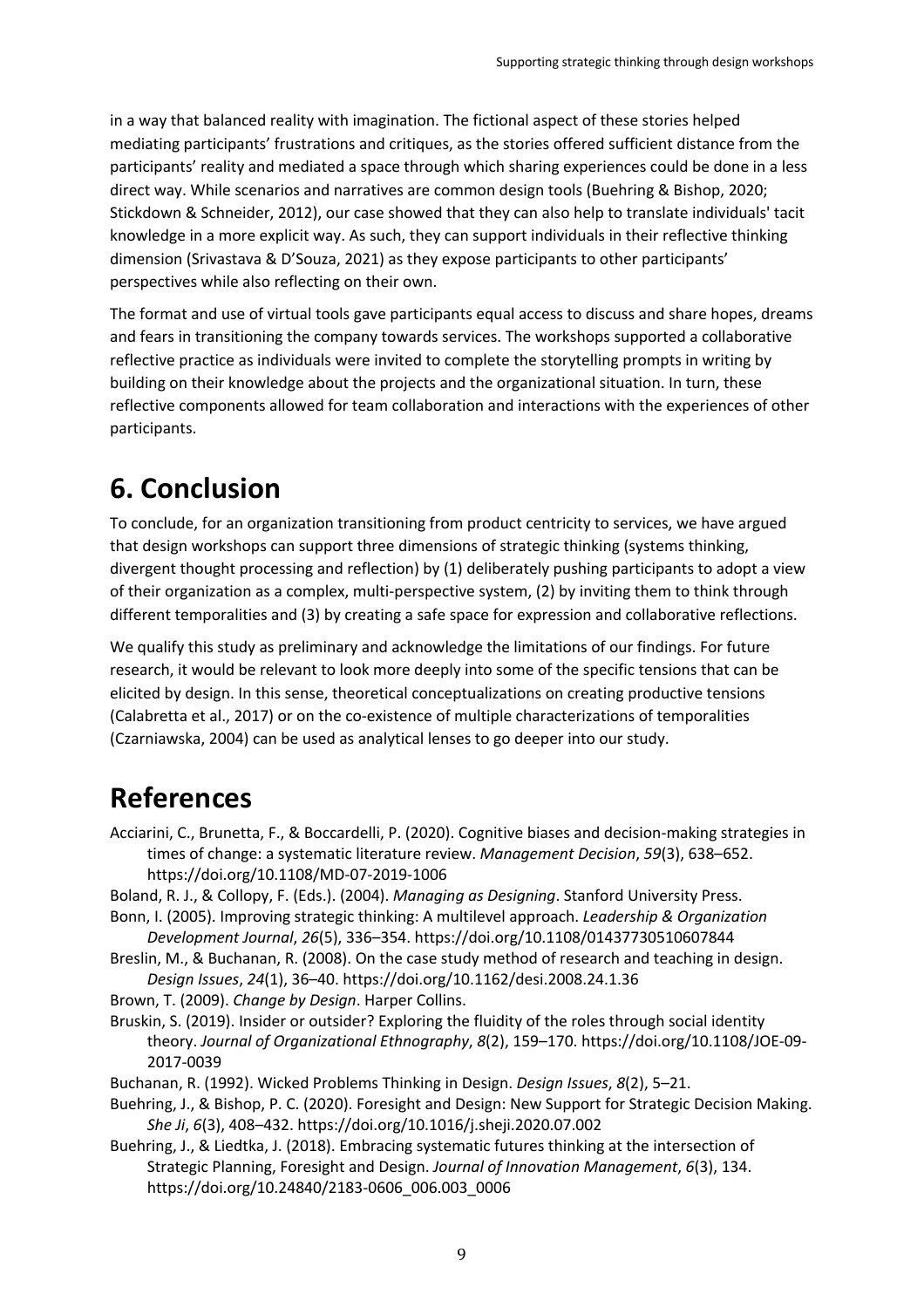in a way that balanced reality with imagination. The fictional aspect of these stories helped mediating participants' frustrations and critiques, as the stories offered sufficient distance from the participants' reality and mediated a space through which sharing experiences could be done in a less direct way. While scenarios and narratives are common design tools (Buehring & Bishop, 2020; Stickdown & Schneider, 2012), our case showed that they can also help to translate individuals' tacit knowledge in a more explicit way. As such, they can support individuals in their reflective thinking dimension (Srivastava & D'Souza, 2021) as they expose participants to other participants' perspectives while also reflecting on their own.

The format and use of virtual tools gave participants equal access to discuss and share hopes, dreams and fears in transitioning the company towards services. The workshops supported a collaborative reflective practice as individuals were invited to complete the storytelling prompts in writing by building on their knowledge about the projects and the organizational situation. In turn, these reflective components allowed for team collaboration and interactions with the experiences of other participants.

# 6. Conclusion

To conclude, for an organization transitioning from product centricity to services, we have argued that design workshops can support three dimensions of strategic thinking (systems thinking, divergent thought processing and reflection) by (1) deliberately pushing participants to adopt a view of their organization as a complex, multi-perspective system, (2) by inviting them to think through different temporalities and (3) by creating a safe space for expression and collaborative reflections.

We qualify this study as preliminary and acknowledge the limitations of our findings. For future research, it would be relevant to look more deeply into some of the specific tensions that can be elicited by design. In this sense, theoretical conceptualizations on creating productive tensions (Calabretta et al., 2017) or on the co-existence of multiple characterizations of temporalities (Czarniawska, 2004) can be used as analytical lenses to go deeper into our study.

# References

Acciarini, C., Brunetta, F., & Boccardelli, P. (2020). Cognitive biases and decision-making strategies in times of change: a systematic literature review. *Management Decision*, *59*(3), 638–652. https://doi.org/10.1108/MD-07-2019-1006

Boland, R. J., & Collopy, F. (Eds.). (2004). *Managing as Designing*. Stanford University Press.

Bonn, I. (2005). Improving strategic thinking: A multilevel approach. *Leadership & Organization Development Journal*, *26*(5), 336–354. https://doi.org/10.1108/01437730510607844

Breslin, M., & Buchanan, R. (2008). On the case study method of research and teaching in design. *Design Issues*, *24*(1), 36–40. https://doi.org/10.1162/desi.2008.24.1.36

Brown, T. (2009). *Change by Design*. Harper Collins.

Bruskin, S. (2019). Insider or outsider? Exploring the fluidity of the roles through social identity theory. *Journal of Organizational Ethnography*, *8*(2), 159–170. https://doi.org/10.1108/JOE-09-2017-0039

Buchanan, R. (1992). Wicked Problems Thinking in Design. *Design Issues*, *8*(2), 5–21.

Buehring, J., & Bishop, P. C. (2020). Foresight and Design: New Support for Strategic Decision Making. *She Ji*, *6*(3), 408–432. https://doi.org/10.1016/j.sheji.2020.07.002

Buehring, J., & Liedtka, J. (2018). Embracing systematic futures thinking at the intersection of Strategic Planning, Foresight and Design. *Journal of Innovation Management*, *6*(3), 134. https://doi.org/10.24840/2183-0606_006.003_0006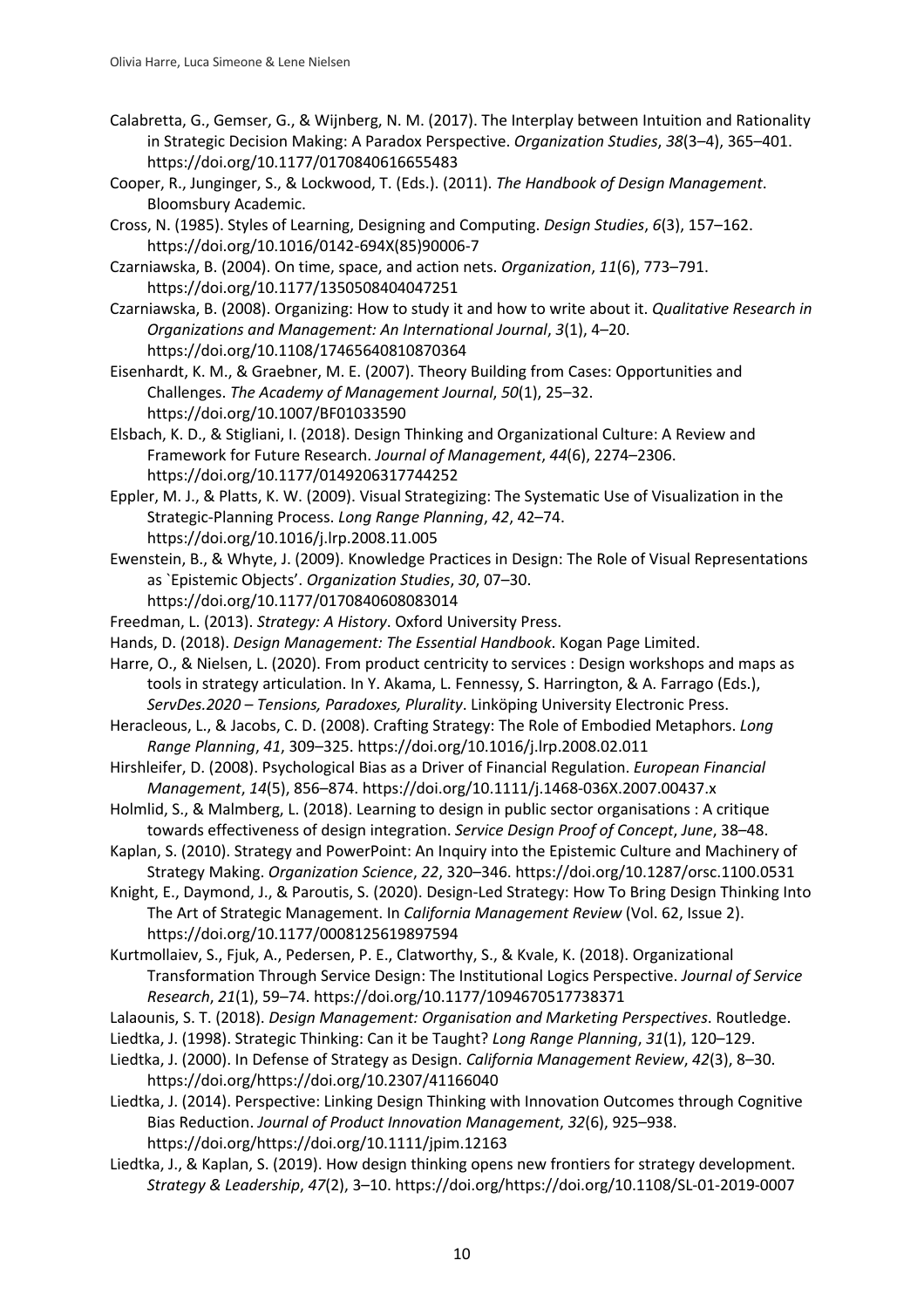Calabretta, G., Gemser, G., & Wijnberg, N. M. (2017). The Interplay between Intuition and Rationality in Strategic Decision Making: A Paradox Perspective. *Organization Studies*, *38*(3–4), 365–401. https://doi.org/10.1177/0170840616655483

Cooper, R., Junginger, S., & Lockwood, T. (Eds.). (2011). *The Handbook of Design Management*. Bloomsbury Academic.

Cross, N. (1985). Styles of Learning, Designing and Computing. *Design Studies*, *6*(3), 157–162. https://doi.org/10.1016/0142-694X(85)90006-7

Czarniawska, B. (2004). On time, space, and action nets. *Organization*, *11*(6), 773–791. https://doi.org/10.1177/1350508404047251

Czarniawska, B. (2008). Organizing: How to study it and how to write about it. *Qualitative Research in Organizations and Management: An International Journal*, *3*(1), 4–20. https://doi.org/10.1108/17465640810870364

Eisenhardt, K. M., & Graebner, M. E. (2007). Theory Building from Cases: Opportunities and Challenges. *The Academy of Management Journal*, *50*(1), 25–32. https://doi.org/10.1007/BF01033590

Elsbach, K. D., & Stigliani, I. (2018). Design Thinking and Organizational Culture: A Review and Framework for Future Research. *Journal of Management*, *44*(6), 2274–2306. https://doi.org/10.1177/0149206317744252

Eppler, M. J., & Platts, K. W. (2009). Visual Strategizing: The Systematic Use of Visualization in the Strategic-Planning Process. *Long Range Planning*, *42*, 42–74. https://doi.org/10.1016/j.lrp.2008.11.005

Ewenstein, B., & Whyte, J. (2009). Knowledge Practices in Design: The Role of Visual Representations as `Epistemic Objects'. *Organization Studies*, *30*, 07–30. https://doi.org/10.1177/0170840608083014

Freedman, L. (2013). *Strategy: A History*. Oxford University Press.

Hands, D. (2018). *Design Management: The Essential Handbook*. Kogan Page Limited.

Harre, O., & Nielsen, L. (2020). From product centricity to services : Design workshops and maps as tools in strategy articulation. In Y. Akama, L. Fennessy, S. Harrington, & A. Farrago (Eds.), *ServDes.2020 – Tensions, Paradoxes, Plurality*. Linköping University Electronic Press.

Heracleous, L., & Jacobs, C. D. (2008). Crafting Strategy: The Role of Embodied Metaphors. *Long Range Planning*, *41*, 309–325. https://doi.org/10.1016/j.lrp.2008.02.011

Hirshleifer, D. (2008). Psychological Bias as a Driver of Financial Regulation. *European Financial Management*, *14*(5), 856–874. https://doi.org/10.1111/j.1468-036X.2007.00437.x

Holmlid, S., & Malmberg, L. (2018). Learning to design in public sector organisations : A critique towards effectiveness of design integration. *Service Design Proof of Concept*, *June*, 38–48.

Kaplan, S. (2010). Strategy and PowerPoint: An Inquiry into the Epistemic Culture and Machinery of Strategy Making. *Organization Science*, *22*, 320–346. https://doi.org/10.1287/orsc.1100.0531

Knight, E., Daymond, J., & Paroutis, S. (2020). Design-Led Strategy: How To Bring Design Thinking Into The Art of Strategic Management. In *California Management Review* (Vol. 62, Issue 2). https://doi.org/10.1177/0008125619897594

Kurtmollaiev, S., Fjuk, A., Pedersen, P. E., Clatworthy, S., & Kvale, K. (2018). Organizational Transformation Through Service Design: The Institutional Logics Perspective. *Journal of Service Research*, *21*(1), 59–74. https://doi.org/10.1177/1094670517738371

Lalaounis, S. T. (2018). *Design Management: Organisation and Marketing Perspectives*. Routledge.

Liedtka, J. (1998). Strategic Thinking: Can it be Taught? *Long Range Planning*, *31*(1), 120–129.

Liedtka, J. (2000). In Defense of Strategy as Design. *California Management Review*, *42*(3), 8–30. https://doi.org/https://doi.org/10.2307/41166040

Liedtka, J. (2014). Perspective: Linking Design Thinking with Innovation Outcomes through Cognitive Bias Reduction. *Journal of Product Innovation Management*, *32*(6), 925–938. https://doi.org/https://doi.org/10.1111/jpim.12163

Liedtka, J., & Kaplan, S. (2019). How design thinking opens new frontiers for strategy development. *Strategy & Leadership*, *47*(2), 3–10. https://doi.org/https://doi.org/10.1108/SL-01-2019-0007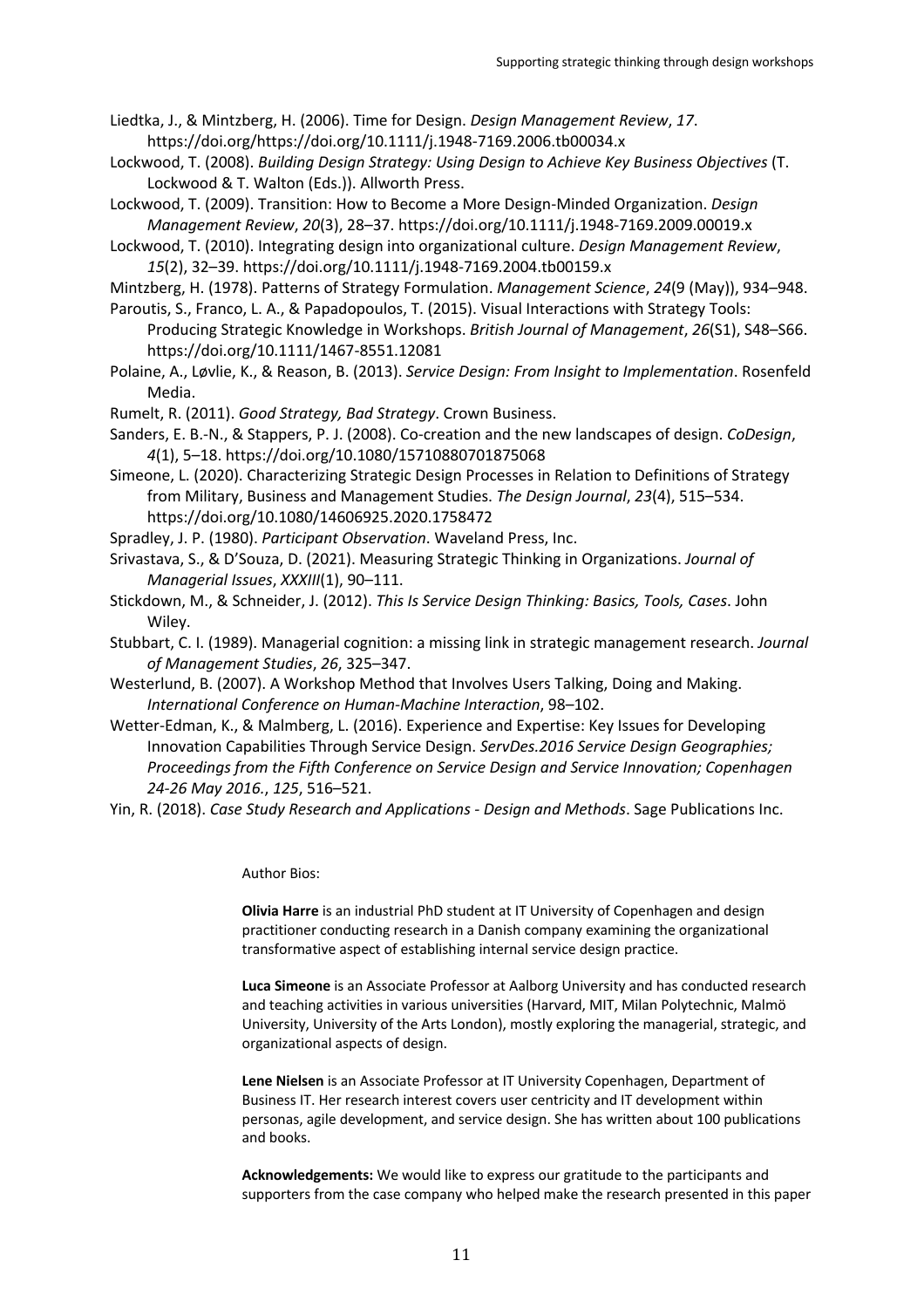Liedtka, J., & Mintzberg, H. (2006). Time for Design. *Design Management Review*, *17*. https://doi.org/https://doi.org/10.1111/j.1948-7169.2006.tb00034.x

Lockwood, T. (2008). *Building Design Strategy: Using Design to Achieve Key Business Objectives* (T. Lockwood & T. Walton (Eds.)). Allworth Press.

Lockwood, T. (2009). Transition: How to Become a More Design-Minded Organization. *Design Management Review*, *20*(3), 28–37. https://doi.org/10.1111/j.1948-7169.2009.00019.x

Lockwood, T. (2010). Integrating design into organizational culture. *Design Management Review*, *15*(2), 32–39. https://doi.org/10.1111/j.1948-7169.2004.tb00159.x

Mintzberg, H. (1978). Patterns of Strategy Formulation. *Management Science*, *24*(9 (May)), 934–948.

Paroutis, S., Franco, L. A., & Papadopoulos, T. (2015). Visual Interactions with Strategy Tools: Producing Strategic Knowledge in Workshops. *British Journal of Management*, *26*(S1), S48–S66. https://doi.org/10.1111/1467-8551.12081

Polaine, A., Løvlie, K., & Reason, B. (2013). *Service Design: From Insight to Implementation*. Rosenfeld Media.

Rumelt, R. (2011). *Good Strategy, Bad Strategy*. Crown Business.

Sanders, E. B.-N., & Stappers, P. J. (2008). Co-creation and the new landscapes of design. *CoDesign*, *4*(1), 5–18. https://doi.org/10.1080/15710880701875068

Simeone, L. (2020). Characterizing Strategic Design Processes in Relation to Definitions of Strategy from Military, Business and Management Studies. *The Design Journal*, *23*(4), 515–534. https://doi.org/10.1080/14606925.2020.1758472

Spradley, J. P. (1980). *Participant Observation*. Waveland Press, Inc.

Srivastava, S., & D'Souza, D. (2021). Measuring Strategic Thinking in Organizations. *Journal of Managerial Issues*, *XXXIII*(1), 90–111.

Stickdown, M., & Schneider, J. (2012). *This Is Service Design Thinking: Basics, Tools, Cases*. John Wiley.

Stubbart, C. I. (1989). Managerial cognition: a missing link in strategic management research. *Journal of Management Studies*, *26*, 325–347.

Westerlund, B. (2007). A Workshop Method that Involves Users Talking, Doing and Making. *International Conference on Human-Machine Interaction*, 98–102.

Wetter-Edman, K., & Malmberg, L. (2016). Experience and Expertise: Key Issues for Developing Innovation Capabilities Through Service Design. *ServDes.2016 Service Design Geographies; Proceedings from the Fifth Conference on Service Design and Service Innovation; Copenhagen 24-26 May 2016.*, *125*, 516–521.

Yin, R. (2018). *Case Study Research and Applications - Design and Methods*. Sage Publications Inc.

Author Bios:

**Olivia Harre** is an industrial PhD student at IT University of Copenhagen and design practitioner conducting research in a Danish company examining the organizational transformative aspect of establishing internal service design practice.

**Luca Simeone** is an Associate Professor at Aalborg University and has conducted research and teaching activities in various universities (Harvard, MIT, Milan Polytechnic, Malmö University, University of the Arts London), mostly exploring the managerial, strategic, and organizational aspects of design.

**Lene Nielsen** is an Associate Professor at IT University Copenhagen, Department of Business IT. Her research interest covers user centricity and IT development within personas, agile development, and service design. She has written about 100 publications and books.

**Acknowledgements:** We would like to express our gratitude to the participants and supporters from the case company who helped make the research presented in this paper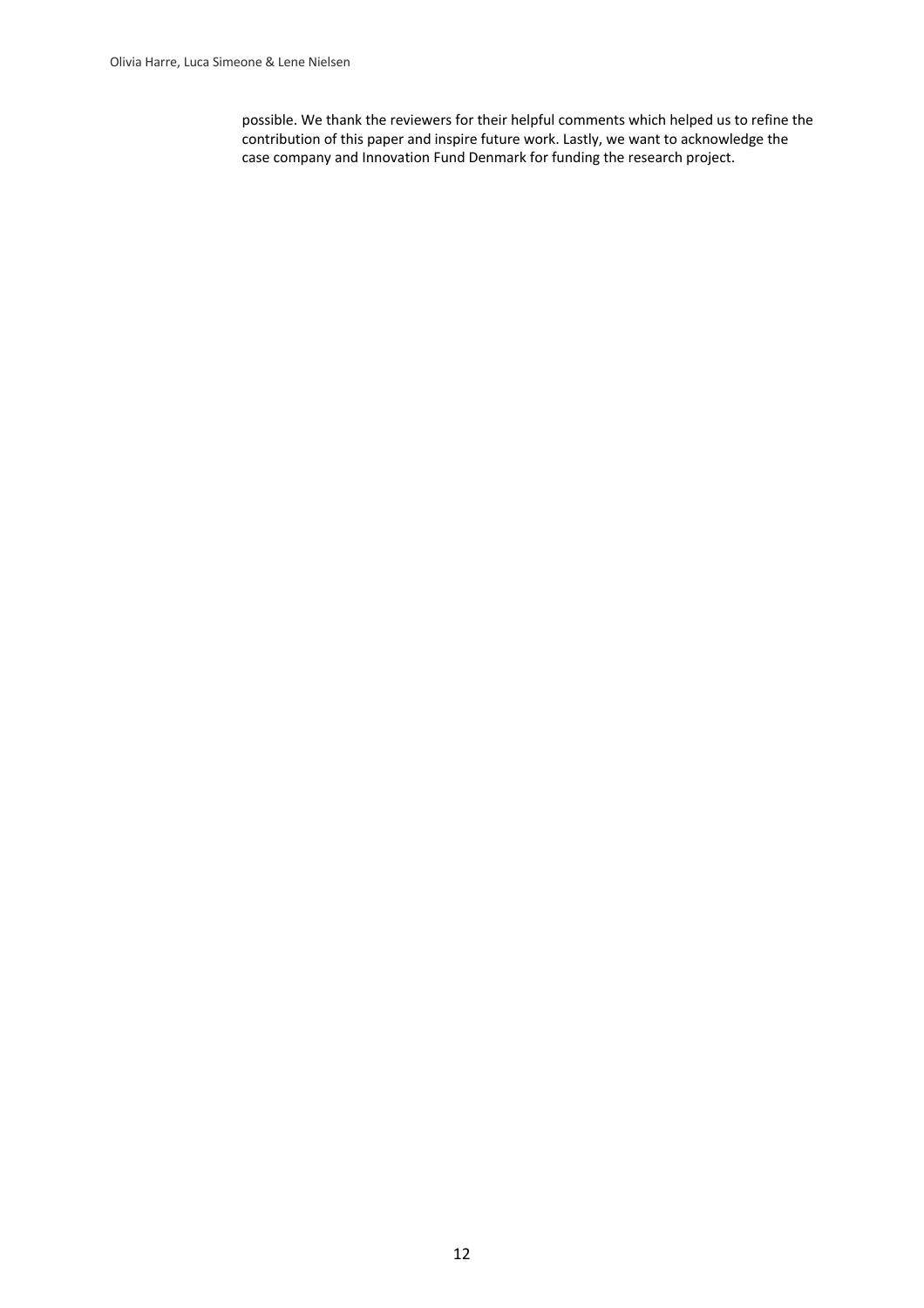possible. We thank the reviewers for their helpful comments which helped us to refine the contribution of this paper and inspire future work. Lastly, we want to acknowledge the case company and Innovation Fund Denmark for funding the research project.